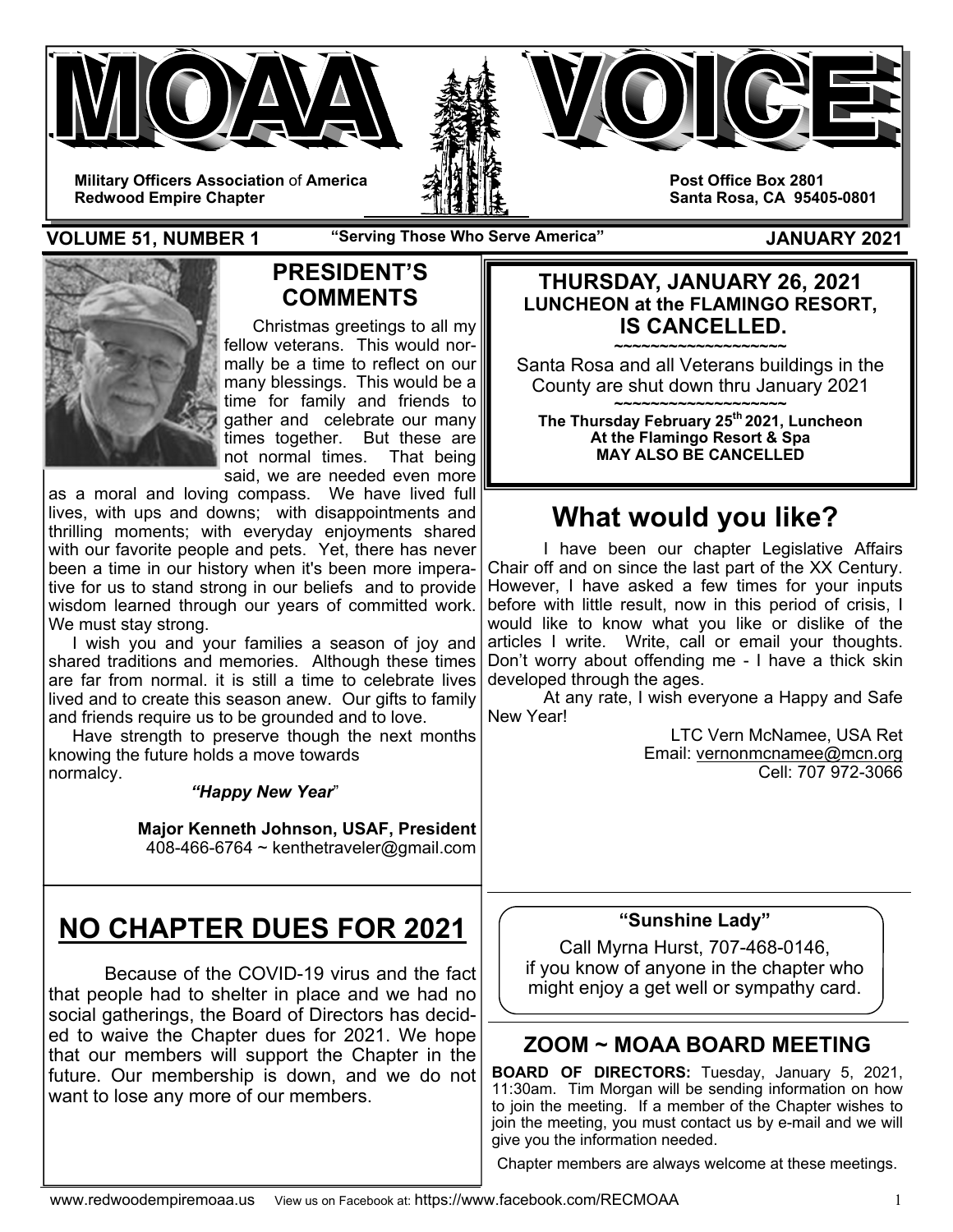# MOAA VOICE

**Military Officers Association** of **America**
**Redwood Empire Chapter**

**Post Office Box 2801**
**Santa Rosa, CA 95405-0801**

**VOLUME 51, NUMBER 1** — **"Serving Those Who Serve America"** — **JANUARY 2021**

## PRESIDENT'S COMMENTS

Christmas greetings to all my fellow veterans. This would normally be a time to reflect on our many blessings. This would be a time for family and friends to gather and celebrate our many times together. But these are not normal times. That being said, we are needed even more as a moral and loving compass. We have lived full lives, with ups and downs; with disappointments and thrilling moments; with everyday enjoyments shared with our favorite people and pets. Yet, there has never been a time in our history when it's been more imperative for us to stand strong in our beliefs and to provide wisdom learned through our years of committed work. We must stay strong.

I wish you and your families a season of joy and shared traditions and memories. Although these times are far from normal. it is still a time to celebrate lives lived and to create this season anew. Our gifts to family and friends require us to be grounded and to love.

Have strength to preserve though the next months knowing the future holds a move towards normalcy.

***"Happy New Year"***

**Major Kenneth Johnson, USAF, President**
408-466-6764 ~ kenthetraveler@gmail.com

**THURSDAY, JANUARY 26, 2021**
**LUNCHEON at the FLAMINGO RESORT,**
**IS CANCELLED.**

~~~~~~~~~~~~~~~~~~~~

Santa Rosa and all Veterans buildings in the County are shut down thru January 2021

~~~~~~~~~~~~~~~~~~~~

**The Thursday February 25th 2021, Luncheon At the Flamingo Resort & Spa MAY ALSO BE CANCELLED**

## What would you like?

I have been our chapter Legislative Affairs Chair off and on since the last part of the XX Century. However, I have asked a few times for your inputs before with little result, now in this period of crisis, I would like to know what you like or dislike of the articles I write. Write, call or email your thoughts. Don't worry about offending me - I have a thick skin developed through the ages.

At any rate, I wish everyone a Happy and Safe New Year!

LTC Vern McNamee, USA Ret
Email: vernonmcnamee@mcn.org
Cell: 707 972-3066

## NO CHAPTER DUES FOR 2021

Because of the COVID-19 virus and the fact that people had to shelter in place and we had no social gatherings, the Board of Directors has decided to waive the Chapter dues for 2021. We hope that our members will support the Chapter in the future. Our membership is down, and we do not want to lose any more of our members.

**"Sunshine Lady"**

Call Myrna Hurst, 707-468-0146, if you know of anyone in the chapter who might enjoy a get well or sympathy card.

## ZOOM ~ MOAA BOARD MEETING

**BOARD OF DIRECTORS:** Tuesday, January 5, 2021, 11:30am. Tim Morgan will be sending information on how to join the meeting. If a member of the Chapter wishes to join the meeting, you must contact us by e-mail and we will give you the information needed.

Chapter members are always welcome at these meetings.

www.redwoodempiremoaa.us View us on Facebook at: https://www.facebook.com/RECMOAA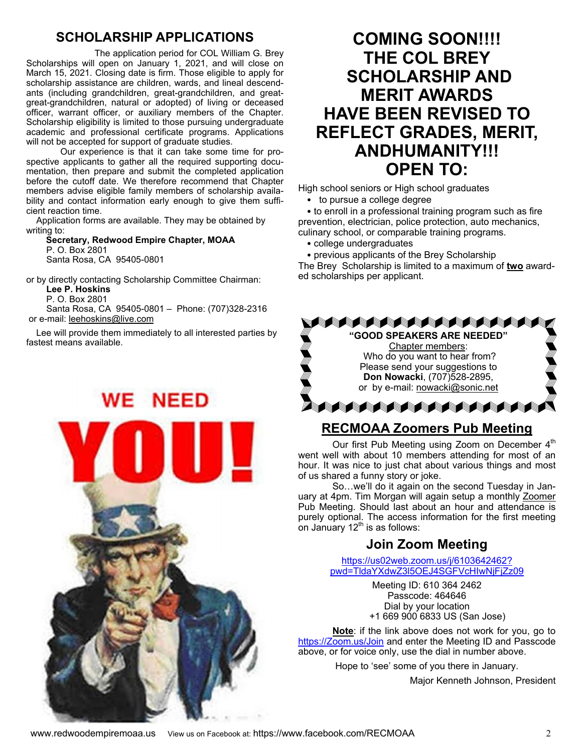## SCHOLARSHIP APPLICATIONS

The application period for COL William G. Brey Scholarships will open on January 1, 2021, and will close on March 15, 2021. Closing date is firm. Those eligible to apply for scholarship assistance are children, wards, and lineal descendants (including grandchildren, great-grandchildren, and great-great-grandchildren, natural or adopted) of living or deceased officer, warrant officer, or auxiliary members of the Chapter. Scholarship eligibility is limited to those pursuing undergraduate academic and professional certificate programs. Applications will not be accepted for support of graduate studies.

Our experience is that it can take some time for prospective applicants to gather all the required supporting documentation, then prepare and submit the completed application before the cutoff date. We therefore recommend that Chapter members advise eligible family members of scholarship availability and contact information early enough to give them sufficient reaction time.

Application forms are available. They may be obtained by writing to:

**Secretary, Redwood Empire Chapter, MOAA**
P. O. Box 2801
Santa Rosa, CA 95405-0801

or by directly contacting Scholarship Committee Chairman:

**Lee P. Hoskins**
P. O. Box 2801
Santa Rosa, CA 95405-0801 – Phone: (707)328-2316
or e-mail: leehoskins@live.com

Lee will provide them immediately to all interested parties by fastest means available.

WE NEED YOU!

# COMING SOON!!!! THE COL BREY SCHOLARSHIP AND MERIT AWARDS HAVE BEEN REVISED TO REFLECT GRADES, MERIT, ANDHUMANITY!!! OPEN TO:

High school seniors or High school graduates

- to pursue a college degree
- to enroll in a professional training program such as fire prevention, electrician, police protection, auto mechanics, culinary school, or comparable training programs.
- college undergraduates
- previous applicants of the Brey Scholarship

The Brey Scholarship is limited to a maximum of **two** awarded scholarships per applicant.

**"GOOD SPEAKERS ARE NEEDED"**
Chapter members:
Who do you want to hear from?
Please send your suggestions to
**Don Nowacki**, (707)528-2895,
or by e-mail: nowacki@sonic.net

## RECMOAA Zoomers Pub Meeting

Our first Pub Meeting using Zoom on December 4th went well with about 10 members attending for most of an hour. It was nice to just chat about various things and most of us shared a funny story or joke.

So…we'll do it again on the second Tuesday in January at 4pm. Tim Morgan will again setup a monthly Zoomer Pub Meeting. Should last about an hour and attendance is purely optional. The access information for the first meeting on January 12th is as follows:

### Join Zoom Meeting

https://us02web.zoom.us/j/6103642462?pwd=TldaYXdwZ3l5OEJ4SGFVcHIwNjFjZz09

Meeting ID: 610 364 2462
Passcode: 464646
Dial by your location
+1 669 900 6833 US (San Jose)

**Note**: if the link above does not work for you, go to https://Zoom.us/Join and enter the Meeting ID and Passcode above, or for voice only, use the dial in number above.

Hope to 'see' some of you there in January.

Major Kenneth Johnson, President

www.redwoodempiremoaa.us View us on Facebook at: https://www.facebook.com/RECMOAA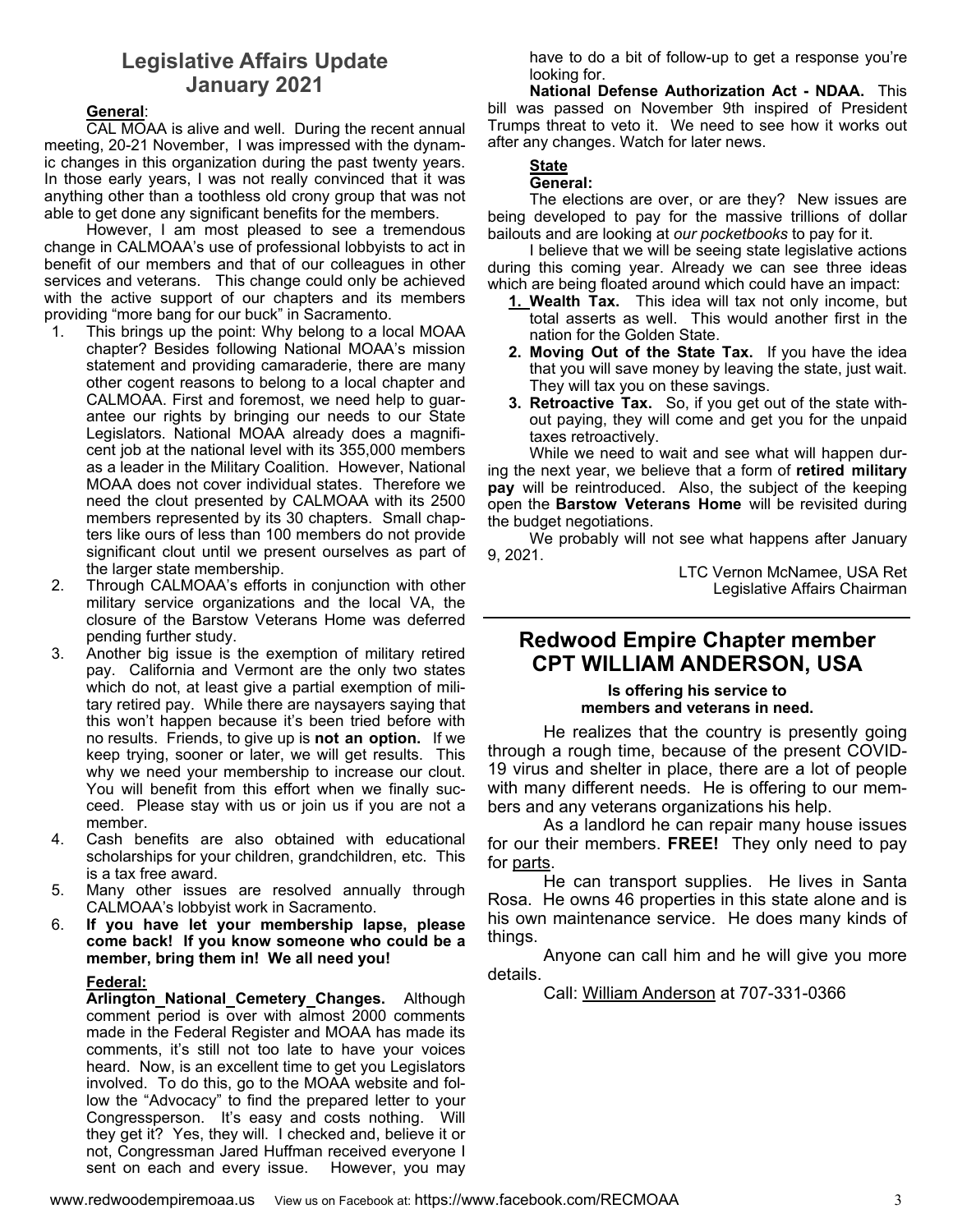# Legislative Affairs Update
## January 2021

**General**:

CAL MOAA is alive and well. During the recent annual meeting, 20-21 November, I was impressed with the dynamic changes in this organization during the past twenty years. In those early years, I was not really convinced that it was anything other than a toothless old crony group that was not able to get done any significant benefits for the members.

However, I am most pleased to see a tremendous change in CALMOAA's use of professional lobbyists to act in benefit of our members and that of our colleagues in other services and veterans. This change could only be achieved with the active support of our chapters and its members providing "more bang for our buck" in Sacramento.

1. This brings up the point: Why belong to a local MOAA chapter? Besides following National MOAA's mission statement and providing camaraderie, there are many other cogent reasons to belong to a local chapter and CALMOAA. First and foremost, we need help to guarantee our rights by bringing our needs to our State Legislators. National MOAA already does a magnificent job at the national level with its 355,000 members as a leader in the Military Coalition. However, National MOAA does not cover individual states. Therefore we need the clout presented by CALMOAA with its 2500 members represented by its 30 chapters. Small chapters like ours of less than 100 members do not provide significant clout until we present ourselves as part of the larger state membership.
2. Through CALMOAA's efforts in conjunction with other military service organizations and the local VA, the closure of the Barstow Veterans Home was deferred pending further study.
3. Another big issue is the exemption of military retired pay. California and Vermont are the only two states which do not, at least give a partial exemption of military retired pay. While there are naysayers saying that this won't happen because it's been tried before with no results. Friends, to give up is **not an option.** If we keep trying, sooner or later, we will get results. This why we need your membership to increase our clout. You will benefit from this effort when we finally succeed. Please stay with us or join us if you are not a member.
4. Cash benefits are also obtained with educational scholarships for your children, grandchildren, etc. This is a tax free award.
5. Many other issues are resolved annually through CALMOAA's lobbyist work in Sacramento.
6. **If you have let your membership lapse, please come back! If you know someone who could be a member, bring them in! We all need you!**

**Federal:**

**Arlington National Cemetery Changes.** Although comment period is over with almost 2000 comments made in the Federal Register and MOAA has made its comments, it's still not too late to have your voices heard. Now, is an excellent time to get you Legislators involved. To do this, go to the MOAA website and follow the "Advocacy" to find the prepared letter to your Congressperson. It's easy and costs nothing. Will they get it? Yes, they will. I checked and, believe it or not, Congressman Jared Huffman received everyone I sent on each and every issue. However, you may have to do a bit of follow-up to get a response you're looking for.

**National Defense Authorization Act - NDAA.** This bill was passed on November 9th inspired of President Trumps threat to veto it. We need to see how it works out after any changes. Watch for later news.

**State**

**General:**

The elections are over, or are they? New issues are being developed to pay for the massive trillions of dollar bailouts and are looking at *our pocketbooks* to pay for it.

I believe that we will be seeing state legislative actions during this coming year. Already we can see three ideas which are being floated around which could have an impact:

1. **Wealth Tax.** This idea will tax not only income, but total asserts as well. This would another first in the nation for the Golden State.
2. **Moving Out of the State Tax.** If you have the idea that you will save money by leaving the state, just wait. They will tax you on these savings.
3. **Retroactive Tax.** So, if you get out of the state without paying, they will come and get you for the unpaid taxes retroactively.

While we need to wait and see what will happen during the next year, we believe that a form of **retired military pay** will be reintroduced. Also, the subject of the keeping open the **Barstow Veterans Home** will be revisited during the budget negotiations.

We probably will not see what happens after January 9, 2021.

LTC Vernon McNamee, USA Ret
Legislative Affairs Chairman

---

# Redwood Empire Chapter member CPT WILLIAM ANDERSON, USA

**Is offering his service to members and veterans in need.**

He realizes that the country is presently going through a rough time, because of the present COVID-19 virus and shelter in place, there are a lot of people with many different needs. He is offering to our members and any veterans organizations his help.

As a landlord he can repair many house issues for our their members. **FREE!** They only need to pay for parts.

He can transport supplies. He lives in Santa Rosa. He owns 46 properties in this state alone and is his own maintenance service. He does many kinds of things.

Anyone can call him and he will give you more details.

Call: William Anderson at 707-331-0366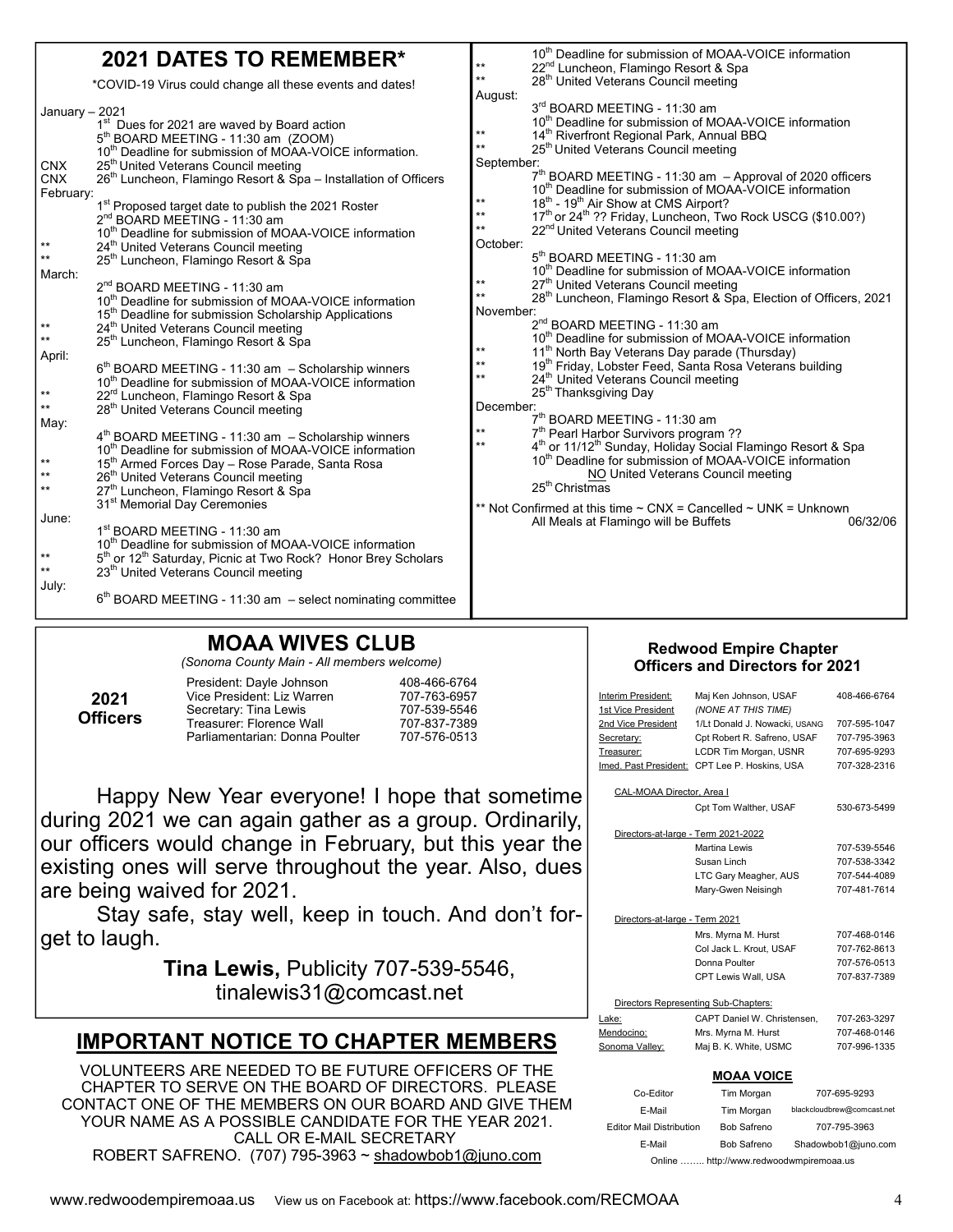# 2021 DATES TO REMEMBER*

*COVID-19 Virus could change all these events and dates!

January – 2021
- 1st Dues for 2021 are waved by Board action
- 5th BOARD MEETING - 11:30 am (ZOOM)
- 10th Deadline for submission of MOAA-VOICE information.
- CNX 25th United Veterans Council meeting
- CNX 26th Luncheon, Flamingo Resort & Spa – Installation of Officers

February:
- 1st Proposed target date to publish the 2021 Roster
- 2nd BOARD MEETING - 11:30 am
- 10th Deadline for submission of MOAA-VOICE information
- ** 24th United Veterans Council meeting
- ** 25th Luncheon, Flamingo Resort & Spa

March:
- 2nd BOARD MEETING - 11:30 am
- 10th Deadline for submission of MOAA-VOICE information
- 15th Deadline for submission Scholarship Applications
- ** 24th United Veterans Council meeting
- ** 25th Luncheon, Flamingo Resort & Spa

April:
- 6th BOARD MEETING - 11:30 am – Scholarship winners
- 10th Deadline for submission of MOAA-VOICE information
- ** 22nd Luncheon, Flamingo Resort & Spa
- ** 28th United Veterans Council meeting

May:
- 4th BOARD MEETING - 11:30 am – Scholarship winners
- 10th Deadline for submission of MOAA-VOICE information
- ** 15th Armed Forces Day – Rose Parade, Santa Rosa
- ** 26th United Veterans Council meeting
- ** 27th Luncheon, Flamingo Resort & Spa
- 31st Memorial Day Ceremonies

June:
- 1st BOARD MEETING - 11:30 am
- 10th Deadline for submission of MOAA-VOICE information
- ** 5th or 12th Saturday, Picnic at Two Rock? Honor Brey Scholars
- ** 23th United Veterans Council meeting

July:
- 6th BOARD MEETING - 11:30 am – select nominating committee
- 10th Deadline for submission of MOAA-VOICE information
- ** 22nd Luncheon, Flamingo Resort & Spa
- ** 28th United Veterans Council meeting

August:
- 3rd BOARD MEETING - 11:30 am
- 10th Deadline for submission of MOAA-VOICE information
- ** 14th Riverfront Regional Park, Annual BBQ
- ** 25th United Veterans Council meeting

September:
- 7th BOARD MEETING - 11:30 am – Approval of 2020 officers
- 10th Deadline for submission of MOAA-VOICE information
- ** 18th - 19th Air Show at CMS Airport?
- ** 17th or 24th ?? Friday, Luncheon, Two Rock USCG ($10.00?)
- ** 22nd United Veterans Council meeting

October:
- 5th BOARD MEETING - 11:30 am
- 10th Deadline for submission of MOAA-VOICE information
- ** 27th United Veterans Council meeting
- ** 28th Luncheon, Flamingo Resort & Spa, Election of Officers, 2021

November:
- 2nd BOARD MEETING - 11:30 am
- 10th Deadline for submission of MOAA-VOICE information
- ** 11th North Bay Veterans Day parade (Thursday)
- ** 19th Friday, Lobster Feed, Santa Rosa Veterans building
- ** 24th United Veterans Council meeting
- 25th Thanksgiving Day

December:
- 7th BOARD MEETING - 11:30 am
- ** 7th Pearl Harbor Survivors program ??
- ** 4th or 11/12th Sunday, Holiday Social Flamingo Resort & Spa
- 10th Deadline for submission of MOAA-VOICE information
- NO United Veterans Council meeting
- 25th Christmas

** Not Confirmed at this time ~ CNX = Cancelled ~ UNK = Unknown
All Meals at Flamingo will be Buffets 06/32/06

# MOAA WIVES CLUB

*(Sonoma County Main - All members welcome)*

**2021 Officers**

| | |
|---|---|
| President: Dayle Johnson | 408-466-6764 |
| Vice President: Liz Warren | 707-763-6957 |
| Secretary: Tina Lewis | 707-539-5546 |
| Treasurer: Florence Wall | 707-837-7389 |
| Parliamentarian: Donna Poulter | 707-576-0513 |

Happy New Year everyone! I hope that sometime during 2021 we can again gather as a group. Ordinarily, our officers would change in February, but this year the existing ones will serve throughout the year. Also, dues are being waived for 2021.

Stay safe, stay well, keep in touch. And don't forget to laugh.

**Tina Lewis,** Publicity 707-539-5546,
tinalewis31@comcast.net

## IMPORTANT NOTICE TO CHAPTER MEMBERS

VOLUNTEERS ARE NEEDED TO BE FUTURE OFFICERS OF THE CHAPTER TO SERVE ON THE BOARD OF DIRECTORS. PLEASE CONTACT ONE OF THE MEMBERS ON OUR BOARD AND GIVE THEM YOUR NAME AS A POSSIBLE CANDIDATE FOR THE YEAR 2021. CALL OR E-MAIL SECRETARY
ROBERT SAFRENO. (707) 795-3963 ~ shadowbob1@juno.com

### Redwood Empire Chapter Officers and Directors for 2021

| | | |
|---|---|---|
| Interim President: | Maj Ken Johnson, USAF | 408-466-6764 |
| 1st Vice President | *(NONE AT THIS TIME)* | |
| 2nd Vice President | 1/Lt Donald J. Nowacki, USANG | 707-595-1047 |
| Secretary: | Cpt Robert R. Safreno, USAF | 707-795-3963 |
| Treasurer: | LCDR Tim Morgan, USNR | 707-695-9293 |
| Imed. Past President: | CPT Lee P. Hoskins, USA | 707-328-2316 |
| CAL-MOAA Director, Area I | | |
| | Cpt Tom Walther, USAF | 530-673-5499 |
| Directors-at-large - Term 2021-2022 | | |
| | Martina Lewis | 707-539-5546 |
| | Susan Linch | 707-538-3342 |
| | LTC Gary Meagher, AUS | 707-544-4089 |
| | Mary-Gwen Neisingh | 707-481-7614 |
| Directors-at-large - Term 2021 | | |
| | Mrs. Myrna M. Hurst | 707-468-0146 |
| | Col Jack L. Krout, USAF | 707-762-8613 |
| | Donna Poulter | 707-576-0513 |
| | CPT Lewis Wall, USA | 707-837-7389 |
| Directors Representing Sub-Chapters: | | |
| Lake: | CAPT Daniel W. Christensen, | 707-263-3297 |
| Mendocino: | Mrs. Myrna M. Hurst | 707-468-0146 |
| Sonoma Valley: | Maj B. K. White, USMC | 707-996-1335 |

#### MOAA VOICE

| | | |
|---|---|---|
| Co-Editor | Tim Morgan | 707-695-9293 |
| E-Mail | Tim Morgan | blackcloudbrew@comcast.net |
| Editor Mail Distribution | Bob Safreno | 707-795-3963 |
| E-Mail | Bob Safreno | Shadowbob1@juno.com |

Online …….. http://www.redwoodwmpiremoaa.us

www.redwoodempiremoaa.us View us on Facebook at: https://www.facebook.com/RECMOAA